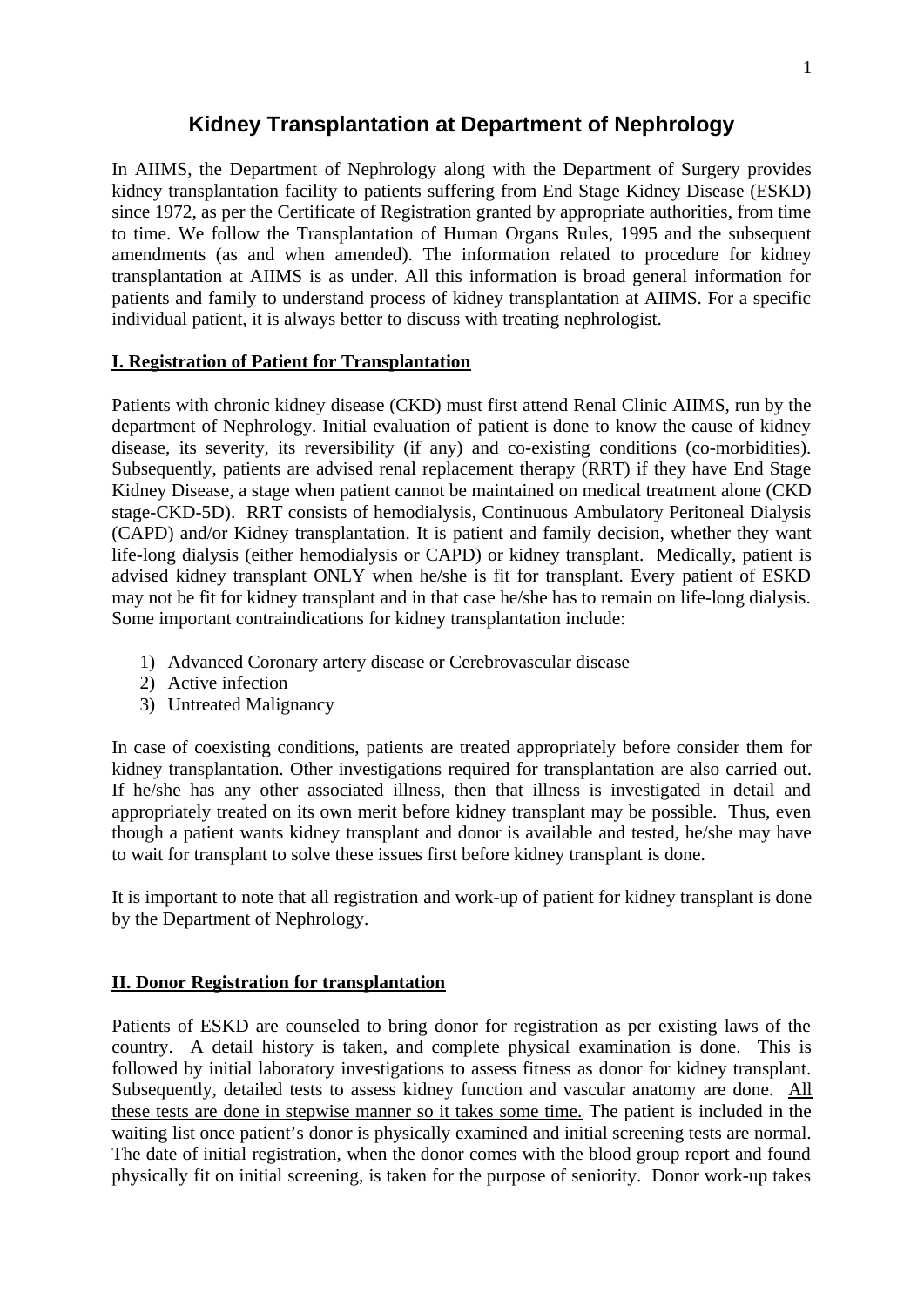# Kidney Transplantation at Department of Nephrology

In AIIMS, the Department of Nephrology along with the Department of Surgery provides kidney transplantation facility to patients suffering from End Stage Kidney Disease (ESKD) since 1972, as per the Certificate of Registration granted by appropriate authorities, from time to time. We follow the Transplantation of Human Organs Rules, 1995 and the subsequent amendments (as and when amended). The information related to procedure for kidney transplantation at AIIMS is as under. All this information is broad general information for patients and family to understand process of kidney transplantation at AIIMS. For a specific individual patient, it is always better to discuss with treating nephrologist.

## I. Registration of Patient for Transplantation

Patients with chronic kidney disease (CKD) must first attend Renal Clinic AIIMS, run by the department of Nephrology. Initial evaluation of patient is done to know the cause of kidney disease, its severity, its reversibility (if any) and co-existing conditions (co-morbidities). Subsequently, patients are advised renal replacement therapy (RRT) if they have End Stage Kidney Disease, a stage when patient cannot be maintained on medical treatment alone (CKD stage-CKD-5D). RRT consists of hemodialysis, Continuous Ambulatory Peritoneal Dialysis (CAPD) and/or Kidney transplantation. It is patient and family decision, whether they want life-long dialysis (either hemodialysis or CAPD) or kidney transplant. Medically, patient is advised kidney transplant ONLY when he/she is fit for transplant. Every patient of ESKD may not be fit for kidney transplant and in that case he/she has to remain on life-long dialysis. Some important contraindications for kidney transplantation include:

1) Advanced Coronary artery disease or Cerebrovascular disease
2) Active infection
3) Untreated Malignancy

In case of coexisting conditions, patients are treated appropriately before consider them for kidney transplantation. Other investigations required for transplantation are also carried out. If he/she has any other associated illness, then that illness is investigated in detail and appropriately treated on its own merit before kidney transplant may be possible. Thus, even though a patient wants kidney transplant and donor is available and tested, he/she may have to wait for transplant to solve these issues first before kidney transplant is done.

It is important to note that all registration and work-up of patient for kidney transplant is done by the Department of Nephrology.

## II. Donor Registration for transplantation

Patients of ESKD are counseled to bring donor for registration as per existing laws of the country. A detail history is taken, and complete physical examination is done. This is followed by initial laboratory investigations to assess fitness as donor for kidney transplant. Subsequently, detailed tests to assess kidney function and vascular anatomy are done. <u>All these tests are done in stepwise manner so it takes some time.</u> The patient is included in the waiting list once patient's donor is physically examined and initial screening tests are normal. The date of initial registration, when the donor comes with the blood group report and found physically fit on initial screening, is taken for the purpose of seniority. Donor work-up takes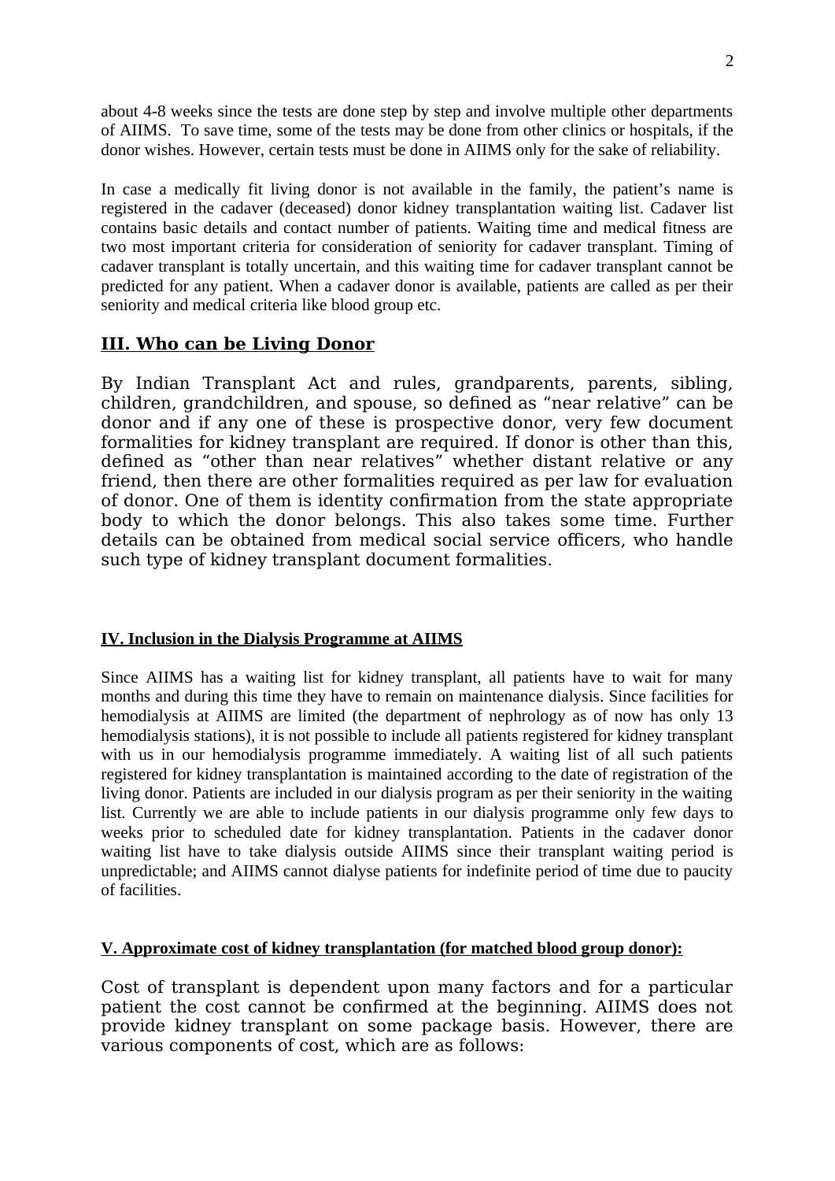about 4-8 weeks since the tests are done step by step and involve multiple other departments of AIIMS. To save time, some of the tests may be done from other clinics or hospitals, if the donor wishes. However, certain tests must be done in AIIMS only for the sake of reliability.

In case a medically fit living donor is not available in the family, the patient's name is registered in the cadaver (deceased) donor kidney transplantation waiting list. Cadaver list contains basic details and contact number of patients. Waiting time and medical fitness are two most important criteria for consideration of seniority for cadaver transplant. Timing of cadaver transplant is totally uncertain, and this waiting time for cadaver transplant cannot be predicted for any patient. When a cadaver donor is available, patients are called as per their seniority and medical criteria like blood group etc.

## III. Who can be Living Donor

By Indian Transplant Act and rules, grandparents, parents, sibling, children, grandchildren, and spouse, so defined as "near relative" can be donor and if any one of these is prospective donor, very few document formalities for kidney transplant are required. If donor is other than this, defined as "other than near relatives" whether distant relative or any friend, then there are other formalities required as per law for evaluation of donor. One of them is identity confirmation from the state appropriate body to which the donor belongs. This also takes some time. Further details can be obtained from medical social service officers, who handle such type of kidney transplant document formalities.

## IV. Inclusion in the Dialysis Programme at AIIMS

Since AIIMS has a waiting list for kidney transplant, all patients have to wait for many months and during this time they have to remain on maintenance dialysis. Since facilities for hemodialysis at AIIMS are limited (the department of nephrology as of now has only 13 hemodialysis stations), it is not possible to include all patients registered for kidney transplant with us in our hemodialysis programme immediately. A waiting list of all such patients registered for kidney transplantation is maintained according to the date of registration of the living donor. Patients are included in our dialysis program as per their seniority in the waiting list. Currently we are able to include patients in our dialysis programme only few days to weeks prior to scheduled date for kidney transplantation. Patients in the cadaver donor waiting list have to take dialysis outside AIIMS since their transplant waiting period is unpredictable; and AIIMS cannot dialyse patients for indefinite period of time due to paucity of facilities.

## V. Approximate cost of kidney transplantation (for matched blood group donor):

Cost of transplant is dependent upon many factors and for a particular patient the cost cannot be confirmed at the beginning. AIIMS does not provide kidney transplant on some package basis. However, there are various components of cost, which are as follows: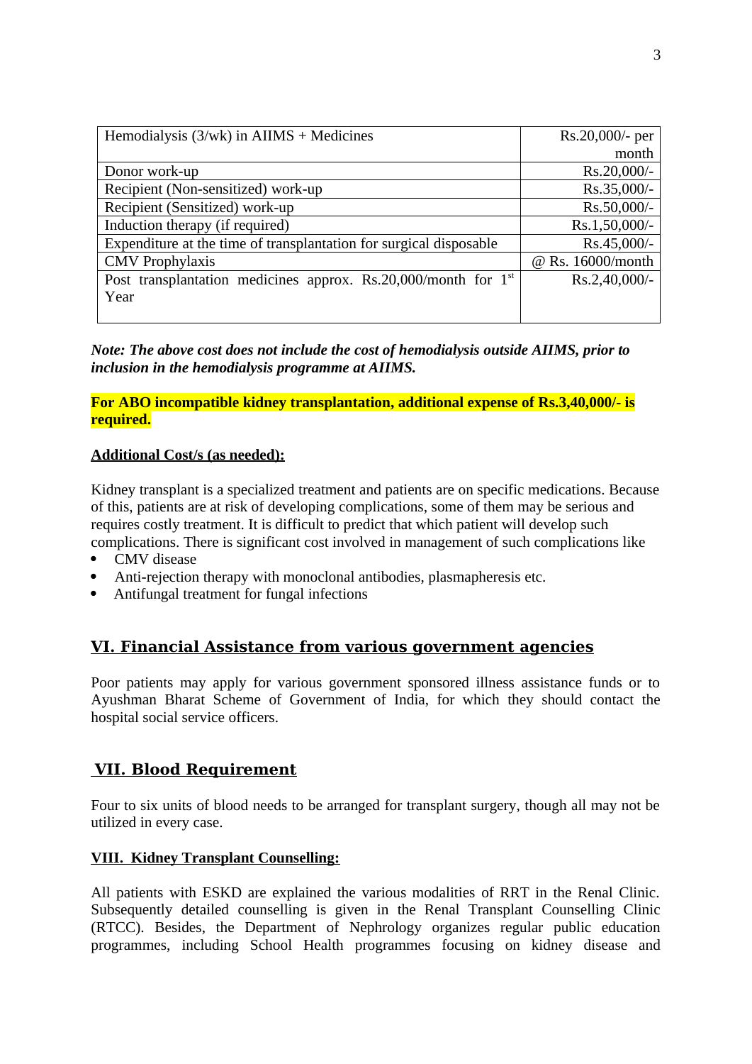| Hemodialysis (3/wk) in AIIMS + Medicines | Rs.20,000/- per month |
|---|---|
| Donor work-up | Rs.20,000/- |
| Recipient (Non-sensitized) work-up | Rs.35,000/- |
| Recipient (Sensitized) work-up | Rs.50,000/- |
| Induction therapy (if required) | Rs.1,50,000/- |
| Expenditure at the time of transplantation for surgical disposable | Rs.45,000/- |
| CMV Prophylaxis | @ Rs. 16000/month |
| Post transplantation medicines approx. Rs.20,000/month for 1st Year | Rs.2,40,000/- |

***Note: The above cost does not include the cost of hemodialysis outside AIIMS, prior to inclusion in the hemodialysis programme at AIIMS.***

**For ABO incompatible kidney transplantation, additional expense of Rs.3,40,000/- is required.**

**Additional Cost/s (as needed):**

Kidney transplant is a specialized treatment and patients are on specific medications. Because of this, patients are at risk of developing complications, some of them may be serious and requires costly treatment. It is difficult to predict that which patient will develop such complications. There is significant cost involved in management of such complications like

- CMV disease
- Anti-rejection therapy with monoclonal antibodies, plasmapheresis etc.
- Antifungal treatment for fungal infections

## VI. Financial Assistance from various government agencies

Poor patients may apply for various government sponsored illness assistance funds or to Ayushman Bharat Scheme of Government of India, for which they should contact the hospital social service officers.

## VII. Blood Requirement

Four to six units of blood needs to be arranged for transplant surgery, though all may not be utilized in every case.

**VIII. Kidney Transplant Counselling:**

All patients with ESKD are explained the various modalities of RRT in the Renal Clinic. Subsequently detailed counselling is given in the Renal Transplant Counselling Clinic (RTCC). Besides, the Department of Nephrology organizes regular public education programmes, including School Health programmes focusing on kidney disease and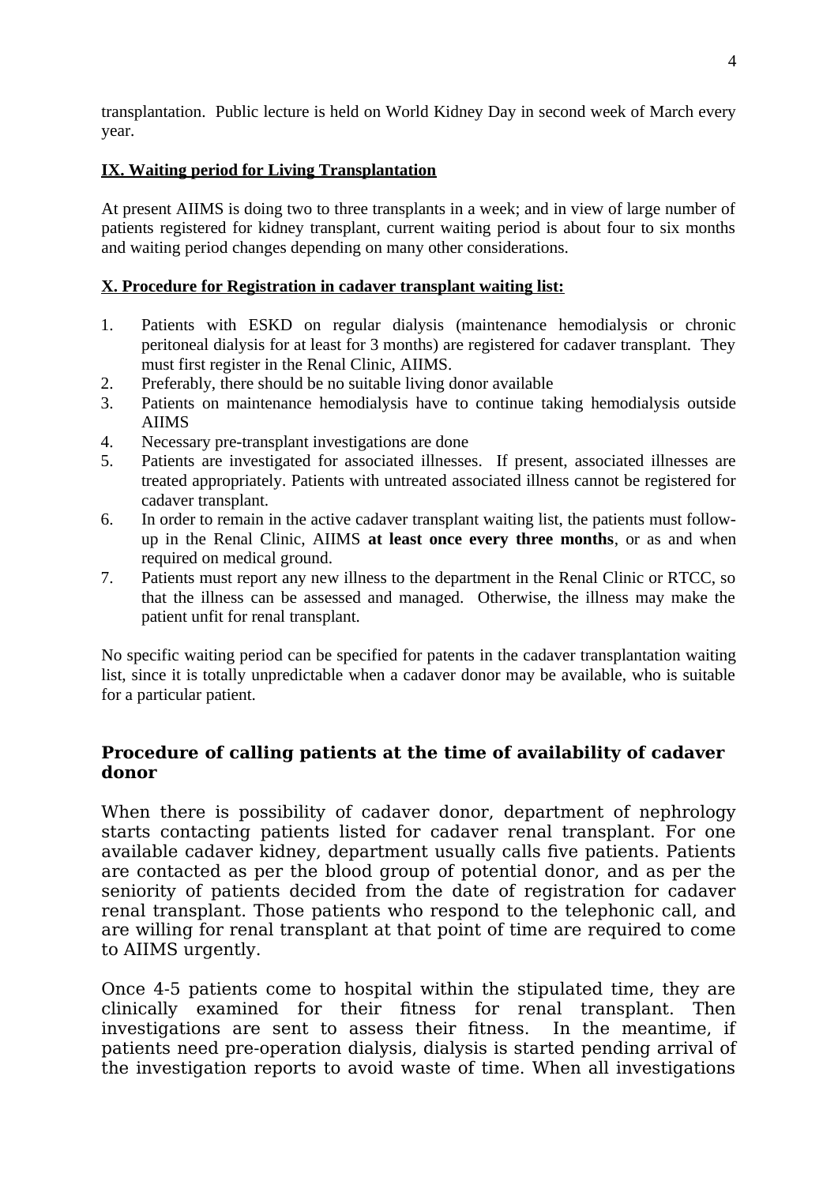transplantation. Public lecture is held on World Kidney Day in second week of March every year.

## IX. Waiting period for Living Transplantation

At present AIIMS is doing two to three transplants in a week; and in view of large number of patients registered for kidney transplant, current waiting period is about four to six months and waiting period changes depending on many other considerations.

## X. Procedure for Registration in cadaver transplant waiting list:

1. Patients with ESKD on regular dialysis (maintenance hemodialysis or chronic peritoneal dialysis for at least for 3 months) are registered for cadaver transplant. They must first register in the Renal Clinic, AIIMS.
2. Preferably, there should be no suitable living donor available
3. Patients on maintenance hemodialysis have to continue taking hemodialysis outside AIIMS
4. Necessary pre-transplant investigations are done
5. Patients are investigated for associated illnesses. If present, associated illnesses are treated appropriately. Patients with untreated associated illness cannot be registered for cadaver transplant.
6. In order to remain in the active cadaver transplant waiting list, the patients must follow-up in the Renal Clinic, AIIMS **at least once every three months**, or as and when required on medical ground.
7. Patients must report any new illness to the department in the Renal Clinic or RTCC, so that the illness can be assessed and managed. Otherwise, the illness may make the patient unfit for renal transplant.

No specific waiting period can be specified for patents in the cadaver transplantation waiting list, since it is totally unpredictable when a cadaver donor may be available, who is suitable for a particular patient.

## Procedure of calling patients at the time of availability of cadaver donor

When there is possibility of cadaver donor, department of nephrology starts contacting patients listed for cadaver renal transplant. For one available cadaver kidney, department usually calls five patients. Patients are contacted as per the blood group of potential donor, and as per the seniority of patients decided from the date of registration for cadaver renal transplant. Those patients who respond to the telephonic call, and are willing for renal transplant at that point of time are required to come to AIIMS urgently.

Once 4-5 patients come to hospital within the stipulated time, they are clinically examined for their fitness for renal transplant. Then investigations are sent to assess their fitness. In the meantime, if patients need pre-operation dialysis, dialysis is started pending arrival of the investigation reports to avoid waste of time. When all investigations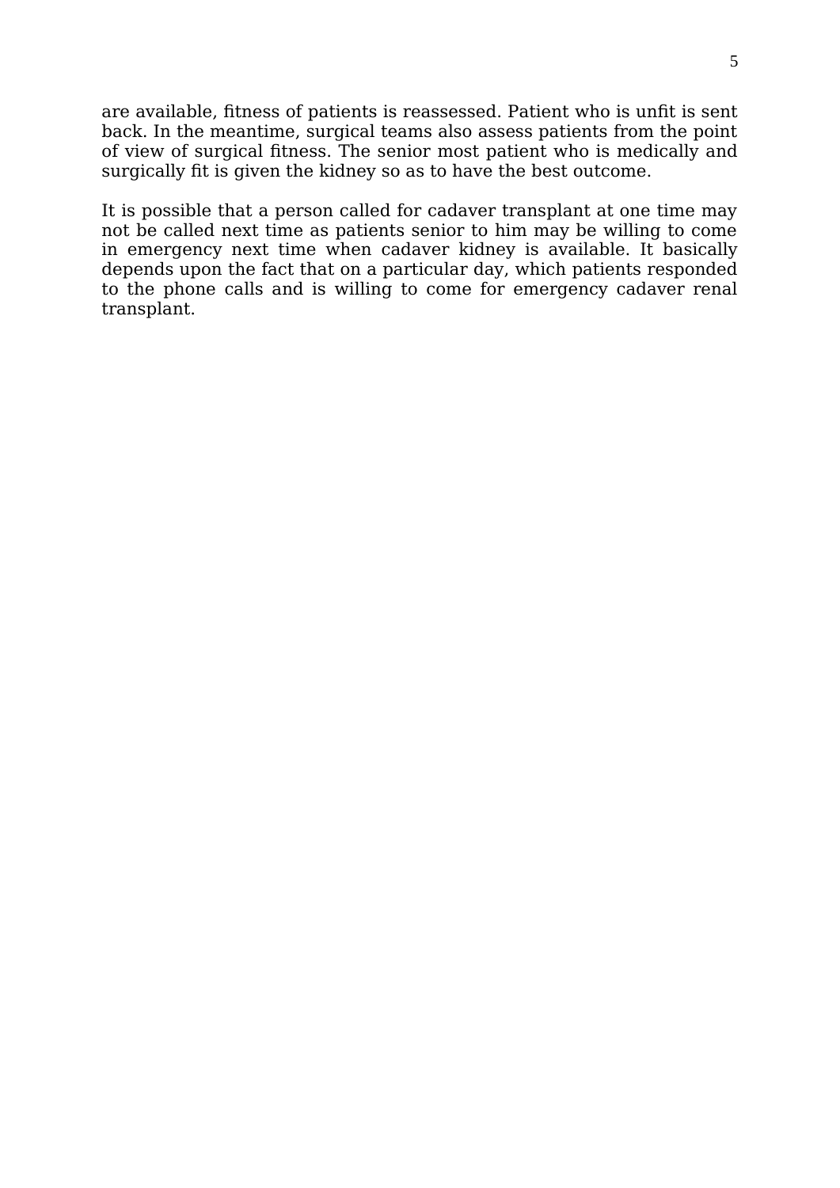are available, fitness of patients is reassessed. Patient who is unfit is sent back. In the meantime, surgical teams also assess patients from the point of view of surgical fitness. The senior most patient who is medically and surgically fit is given the kidney so as to have the best outcome.

It is possible that a person called for cadaver transplant at one time may not be called next time as patients senior to him may be willing to come in emergency next time when cadaver kidney is available. It basically depends upon the fact that on a particular day, which patients responded to the phone calls and is willing to come for emergency cadaver renal transplant.